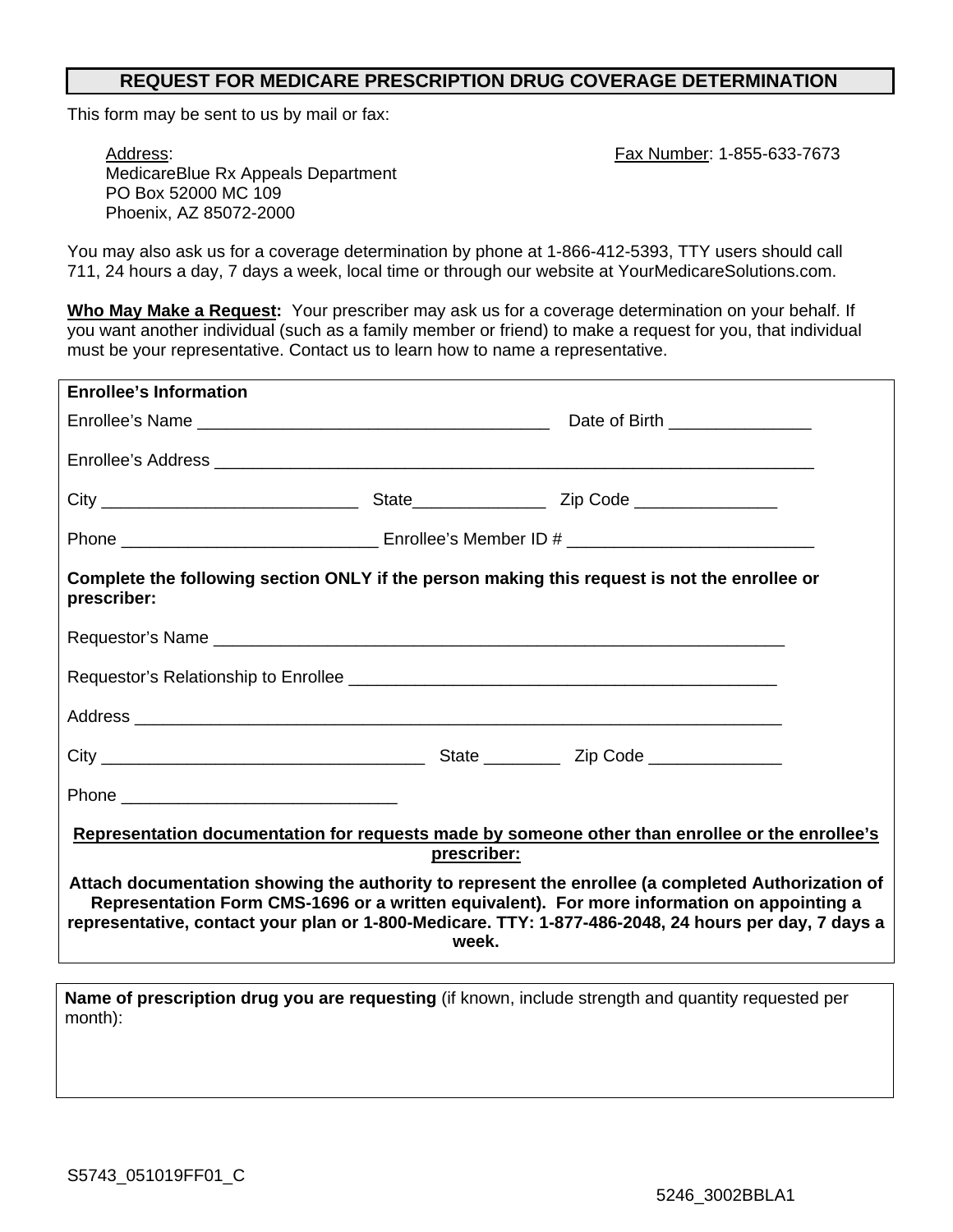# REQUEST FOR MEDICARE PRESCRIPTION DRUG COVERAGE DETERMINATION

This form may be sent to us by mail or fax:

Address:
MedicareBlue Rx Appeals Department
PO Box 52000 MC 109
Phoenix, AZ 85072-2000

Fax Number: 1-855-633-7673

You may also ask us for a coverage determination by phone at 1-866-412-5393, TTY users should call 711, 24 hours a day, 7 days a week, local time or through our website at YourMedicareSolutions.com.

**Who May Make a Request:** Your prescriber may ask us for a coverage determination on your behalf. If you want another individual (such as a family member or friend) to make a request for you, that individual must be your representative. Contact us to learn how to name a representative.

**Enrollee's Information**

Enrollee's Name ______________________________________ Date of Birth _______________

Enrollee's Address _________________________________________________________________

City ___________________________ State______________ Zip Code _______________

Phone ___________________________ Enrollee's Member ID # __________________________

**Complete the following section ONLY if the person making this request is not the enrollee or prescriber:**

Requestor's Name ______________________________________________________________

Requestor's Relationship to Enrollee ______________________________________________

Address _______________________________________________________________________

City __________________________________ State ________ Zip Code ______________

Phone _____________________________

**Representation documentation for requests made by someone other than enrollee or the enrollee's prescriber:**

**Attach documentation showing the authority to represent the enrollee (a completed Authorization of Representation Form CMS-1696 or a written equivalent). For more information on appointing a representative, contact your plan or 1-800-Medicare. TTY: 1-877-486-2048, 24 hours per day, 7 days a week.**

**Name of prescription drug you are requesting** (if known, include strength and quantity requested per month):

S5743_051019FF01_C

5246_3002BBLA1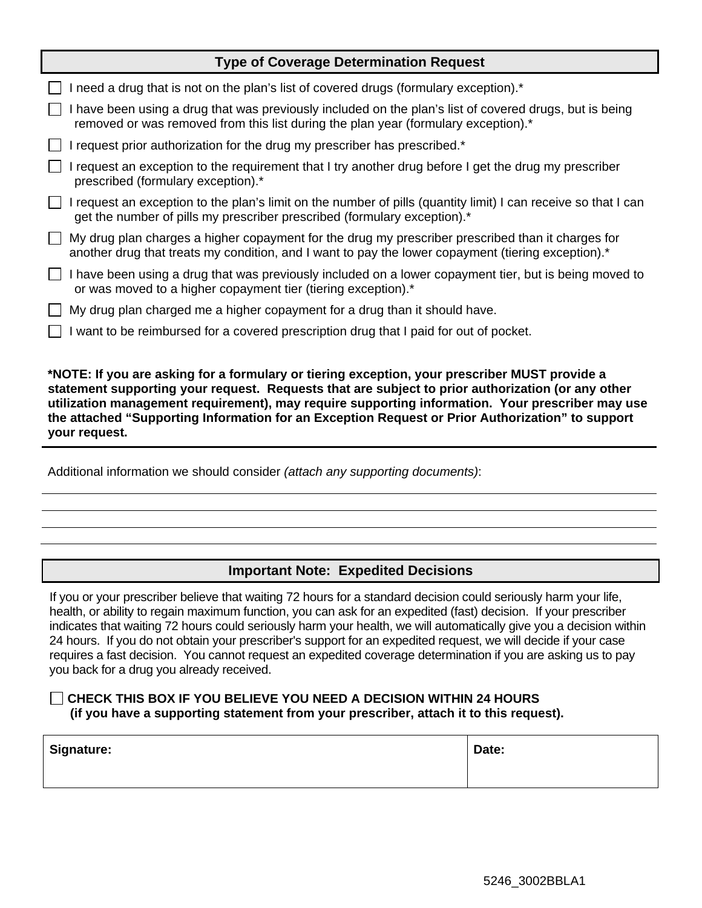## Type of Coverage Determination Request

- ☐ I need a drug that is not on the plan's list of covered drugs (formulary exception).*
- ☐ I have been using a drug that was previously included on the plan's list of covered drugs, but is being removed or was removed from this list during the plan year (formulary exception).*
- ☐ I request prior authorization for the drug my prescriber has prescribed.*
- ☐ I request an exception to the requirement that I try another drug before I get the drug my prescriber prescribed (formulary exception).*
- ☐ I request an exception to the plan's limit on the number of pills (quantity limit) I can receive so that I can get the number of pills my prescriber prescribed (formulary exception).*
- ☐ My drug plan charges a higher copayment for the drug my prescriber prescribed than it charges for another drug that treats my condition, and I want to pay the lower copayment (tiering exception).*
- ☐ I have been using a drug that was previously included on a lower copayment tier, but is being moved to or was moved to a higher copayment tier (tiering exception).*
- ☐ My drug plan charged me a higher copayment for a drug than it should have.
- ☐ I want to be reimbursed for a covered prescription drug that I paid for out of pocket.

**\*NOTE: If you are asking for a formulary or tiering exception, your prescriber MUST provide a statement supporting your request. Requests that are subject to prior authorization (or any other utilization management requirement), may require supporting information. Your prescriber may use the attached "Supporting Information for an Exception Request or Prior Authorization" to support your request.**

---

Additional information we should consider *(attach any supporting documents)*:

______________________________________________________________________

______________________________________________________________________

______________________________________________________________________

______________________________________________________________________

## Important Note: Expedited Decisions

If you or your prescriber believe that waiting 72 hours for a standard decision could seriously harm your life, health, or ability to regain maximum function, you can ask for an expedited (fast) decision. If your prescriber indicates that waiting 72 hours could seriously harm your health, we will automatically give you a decision within 24 hours. If you do not obtain your prescriber's support for an expedited request, we will decide if your case requires a fast decision. You cannot request an expedited coverage determination if you are asking us to pay you back for a drug you already received.

☐ **CHECK THIS BOX IF YOU BELIEVE YOU NEED A DECISION WITHIN 24 HOURS (if you have a supporting statement from your prescriber, attach it to this request).**

| **Signature:** | **Date:** |
|---|---|
| | |

5246_3002BBLA1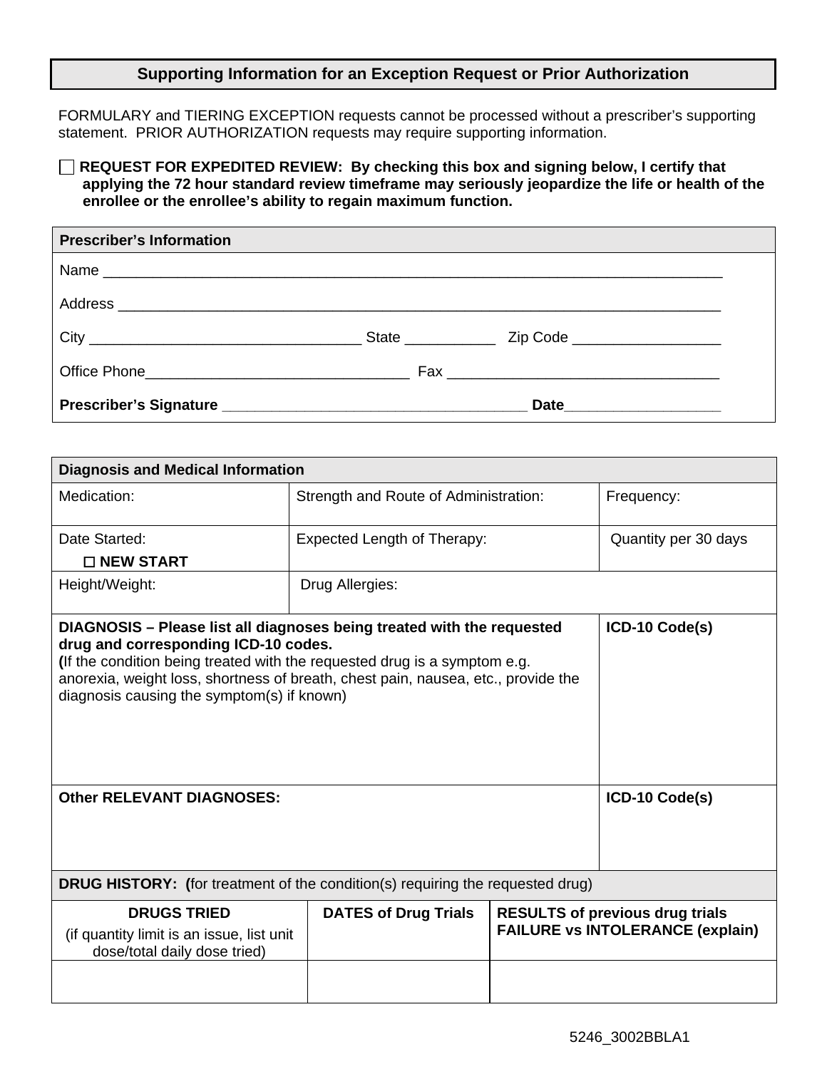## Supporting Information for an Exception Request or Prior Authorization

FORMULARY and TIERING EXCEPTION requests cannot be processed without a prescriber's supporting statement. PRIOR AUTHORIZATION requests may require supporting information.

☐ **REQUEST FOR EXPEDITED REVIEW: By checking this box and signing below, I certify that applying the 72 hour standard review timeframe may seriously jeopardize the life or health of the enrollee or the enrollee's ability to regain maximum function.**

| **Prescriber's Information** |
|---|
| Name ___________________________________________ |
| Address ___________________________________________ |
| City ____________________ State __________ Zip Code ______________ |
| Office Phone____________________ Fax ____________________ |
| **Prescriber's Signature** ______________________________ **Date**______________ |

| **Diagnosis and Medical Information** | | | |
|---|---|---|---|
| Medication: | Strength and Route of Administration: | | Frequency: |
| Date Started: ☐ **NEW START** | Expected Length of Therapy: | | Quantity per 30 days |
| Height/Weight: | Drug Allergies: | | |
| **DIAGNOSIS – Please list all diagnoses being treated with the requested drug and corresponding ICD-10 codes.** (If the condition being treated with the requested drug is a symptom e.g. anorexia, weight loss, shortness of breath, chest pain, nausea, etc., provide the diagnosis causing the symptom(s) if known) | | | **ICD-10 Code(s)** |
| **Other RELEVANT DIAGNOSES:** | | | **ICD-10 Code(s)** |
| **DRUG HISTORY: (**for treatment of the condition(s) requiring the requested drug) | | | |
| **DRUGS TRIED** (if quantity limit is an issue, list unit dose/total daily dose tried) | **DATES of Drug Trials** | **RESULTS of previous drug trials FAILURE vs INTOLERANCE (explain)** | |
| | | | |

5246_3002BBLA1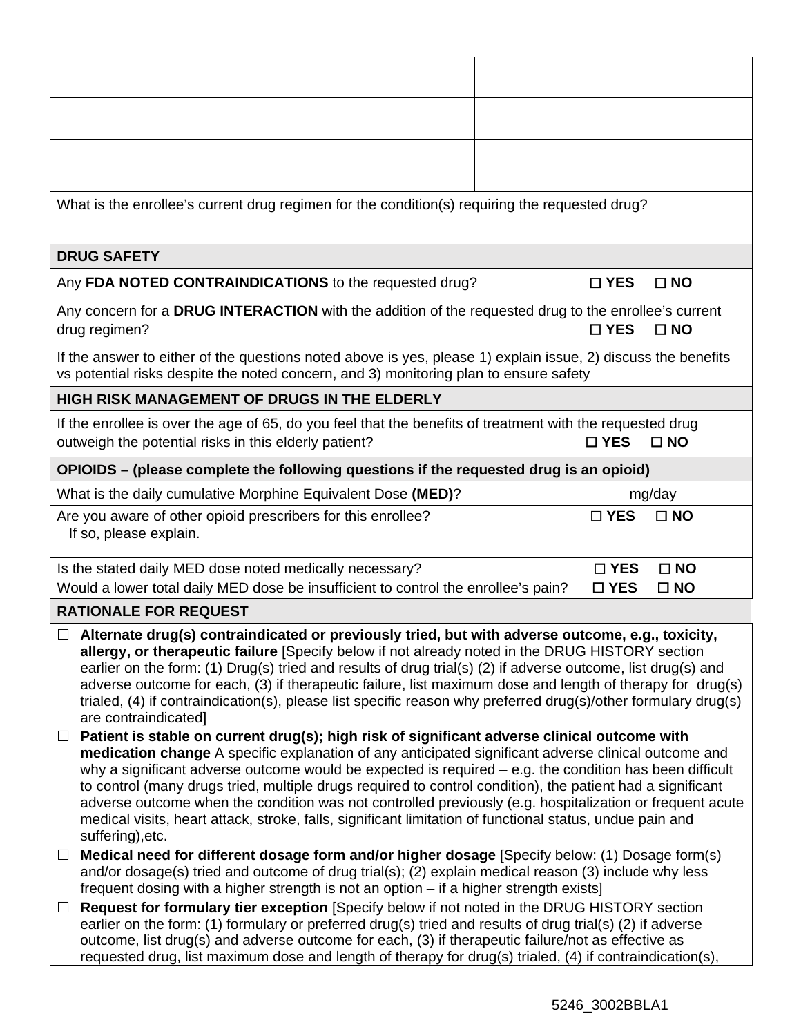| | | |
|---|---|---|
| | | |
| | | |
| | | |

What is the enrollee's current drug regimen for the condition(s) requiring the requested drug?

**DRUG SAFETY**

Any **FDA NOTED CONTRAINDICATIONS** to the requested drug? ☐ **YES** ☐ **NO**

Any concern for a **DRUG INTERACTION** with the addition of the requested drug to the enrollee's current drug regimen? ☐ **YES** ☐ **NO**

If the answer to either of the questions noted above is yes, please 1) explain issue, 2) discuss the benefits vs potential risks despite the noted concern, and 3) monitoring plan to ensure safety

**HIGH RISK MANAGEMENT OF DRUGS IN THE ELDERLY**

If the enrollee is over the age of 65, do you feel that the benefits of treatment with the requested drug outweigh the potential risks in this elderly patient? ☐ **YES** ☐ **NO**

**OPIOIDS – (please complete the following questions if the requested drug is an opioid)**

What is the daily cumulative Morphine Equivalent Dose **(MED)**? mg/day

Are you aware of other opioid prescribers for this enrollee? ☐ **YES** ☐ **NO**
If so, please explain.

Is the stated daily MED dose noted medically necessary? ☐ **YES** ☐ **NO**
Would a lower total daily MED dose be insufficient to control the enrollee's pain? ☐ **YES** ☐ **NO**

**RATIONALE FOR REQUEST**

☐ **Alternate drug(s) contraindicated or previously tried, but with adverse outcome, e.g., toxicity, allergy, or therapeutic failure** [Specify below if not already noted in the DRUG HISTORY section earlier on the form: (1) Drug(s) tried and results of drug trial(s) (2) if adverse outcome, list drug(s) and adverse outcome for each, (3) if therapeutic failure, list maximum dose and length of therapy for drug(s) trialed, (4) if contraindication(s), please list specific reason why preferred drug(s)/other formulary drug(s) are contraindicated]

☐ **Patient is stable on current drug(s); high risk of significant adverse clinical outcome with medication change** A specific explanation of any anticipated significant adverse clinical outcome and why a significant adverse outcome would be expected is required – e.g. the condition has been difficult to control (many drugs tried, multiple drugs required to control condition), the patient had a significant adverse outcome when the condition was not controlled previously (e.g. hospitalization or frequent acute medical visits, heart attack, stroke, falls, significant limitation of functional status, undue pain and suffering),etc.

☐ **Medical need for different dosage form and/or higher dosage** [Specify below: (1) Dosage form(s) and/or dosage(s) tried and outcome of drug trial(s); (2) explain medical reason (3) include why less frequent dosing with a higher strength is not an option – if a higher strength exists]

☐ **Request for formulary tier exception** [Specify below if not noted in the DRUG HISTORY section earlier on the form: (1) formulary or preferred drug(s) tried and results of drug trial(s) (2) if adverse outcome, list drug(s) and adverse outcome for each, (3) if therapeutic failure/not as effective as requested drug, list maximum dose and length of therapy for drug(s) trialed, (4) if contraindication(s),

5246_3002BBLA1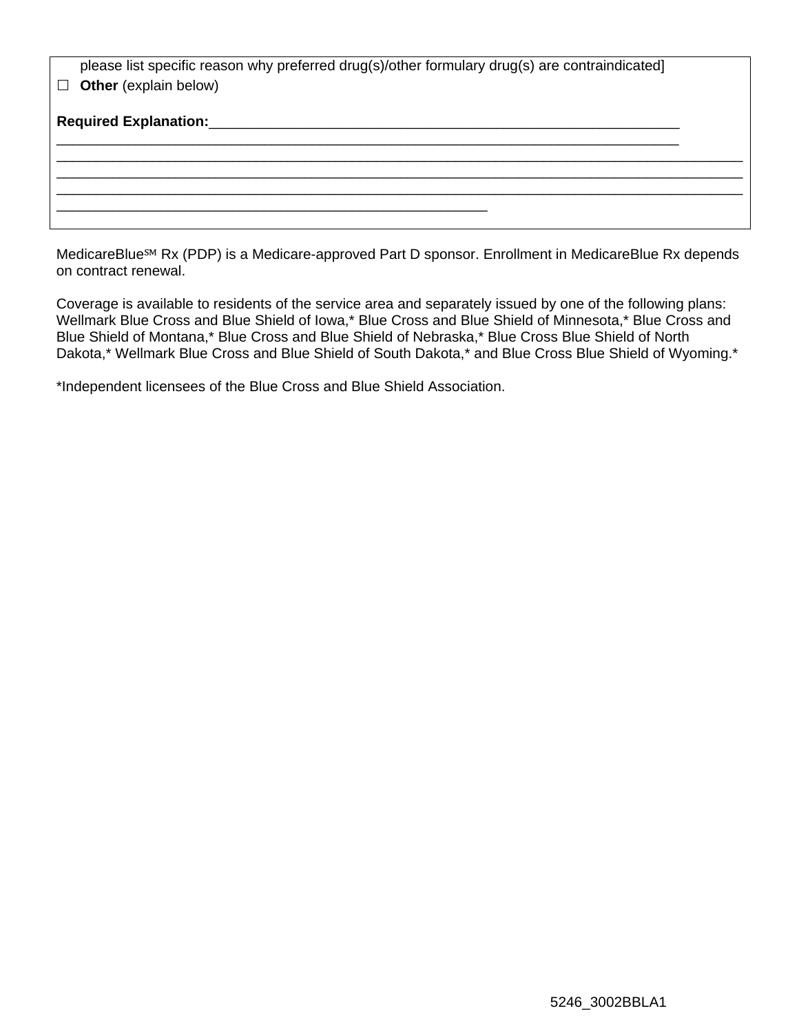please list specific reason why preferred drug(s)/other formulary drug(s) are contraindicated]

☐ **Other** (explain below)

**Required Explanation:**_______________________________________________________________
_________________________________________________________________________________
_________________________________________________________________________________
_________________________________________________________________________________
_________________________________________________________________________________
____________________________________________________

MedicareBlue℠ Rx (PDP) is a Medicare-approved Part D sponsor. Enrollment in MedicareBlue Rx depends on contract renewal.

Coverage is available to residents of the service area and separately issued by one of the following plans: Wellmark Blue Cross and Blue Shield of Iowa,* Blue Cross and Blue Shield of Minnesota,* Blue Cross and Blue Shield of Montana,* Blue Cross and Blue Shield of Nebraska,* Blue Cross Blue Shield of North Dakota,* Wellmark Blue Cross and Blue Shield of South Dakota,* and Blue Cross Blue Shield of Wyoming.*

*Independent licensees of the Blue Cross and Blue Shield Association.

5246_3002BBLA1